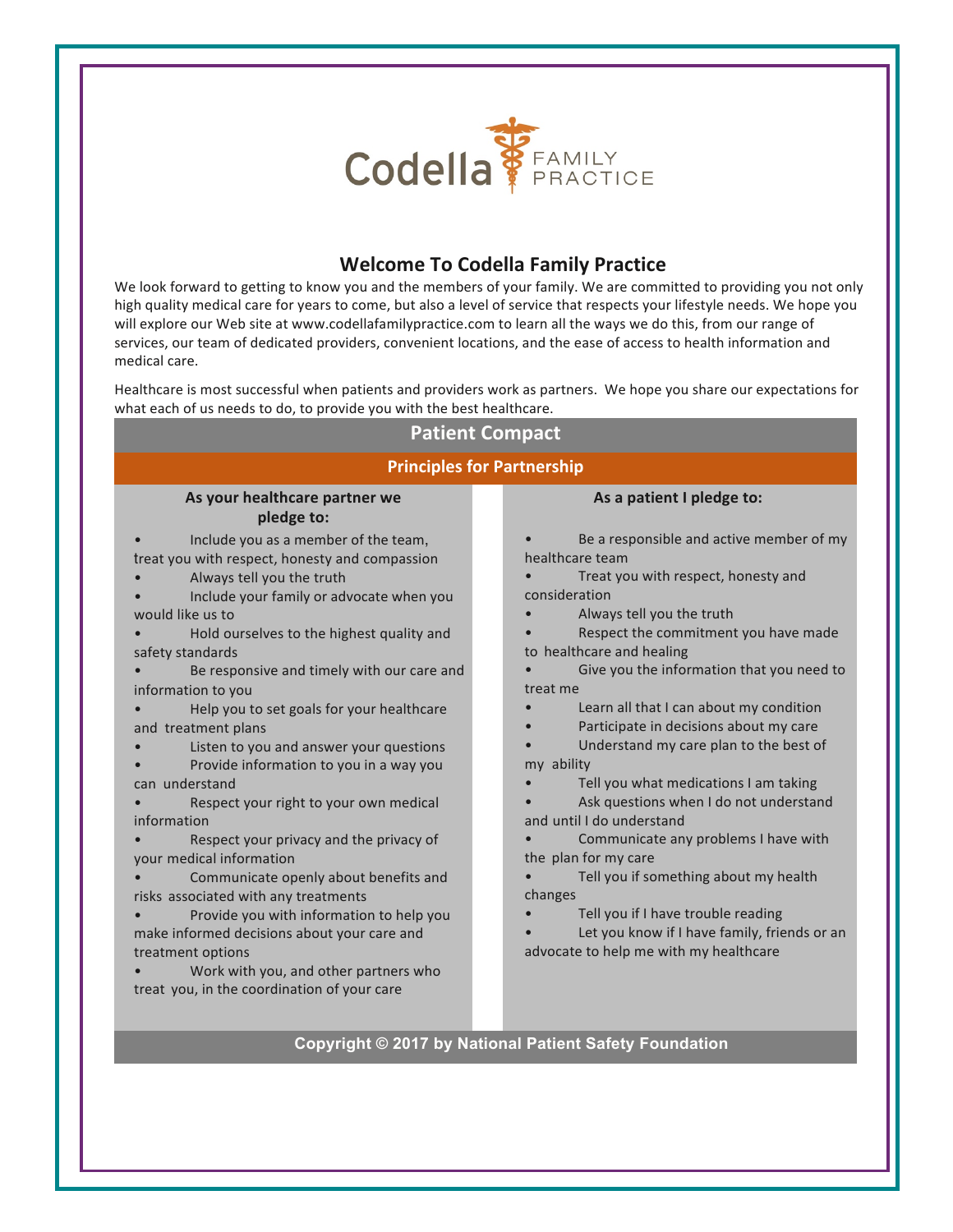Codella FAMILY PRACTICE

# Welcome To Codella Family Practice

We look forward to getting to know you and the members of your family. We are committed to providing you not only high quality medical care for years to come, but also a level of service that respects your lifestyle needs. We hope you will explore our Web site at www.codellafamilypractice.com to learn all the ways we do this, from our range of services, our team of dedicated providers, convenient locations, and the ease of access to health information and medical care.

Healthcare is most successful when patients and providers work as partners. We hope you share our expectations for what each of us needs to do, to provide you with the best healthcare.

## Patient Compact

### Principles for Partnership

**As your healthcare partner we pledge to:**

- Include you as a member of the team, treat you with respect, honesty and compassion
- Always tell you the truth
- Include your family or advocate when you would like us to
- Hold ourselves to the highest quality and safety standards
- Be responsive and timely with our care and information to you
- Help you to set goals for your healthcare and treatment plans
- Listen to you and answer your questions
- Provide information to you in a way you can understand
- Respect your right to your own medical information
- Respect your privacy and the privacy of your medical information
- Communicate openly about benefits and risks associated with any treatments
- Provide you with information to help you make informed decisions about your care and treatment options
- Work with you, and other partners who treat you, in the coordination of your care

**As a patient I pledge to:**

- Be a responsible and active member of my healthcare team
- Treat you with respect, honesty and consideration
- Always tell you the truth
- Respect the commitment you have made to healthcare and healing
- Give you the information that you need to treat me
- Learn all that I can about my condition
- Participate in decisions about my care
- Understand my care plan to the best of my ability
- Tell you what medications I am taking
- Ask questions when I do not understand and until I do understand
- Communicate any problems I have with the plan for my care
- Tell you if something about my health changes
- Tell you if I have trouble reading
- Let you know if I have family, friends or an advocate to help me with my healthcare

Copyright © 2017 by National Patient Safety Foundation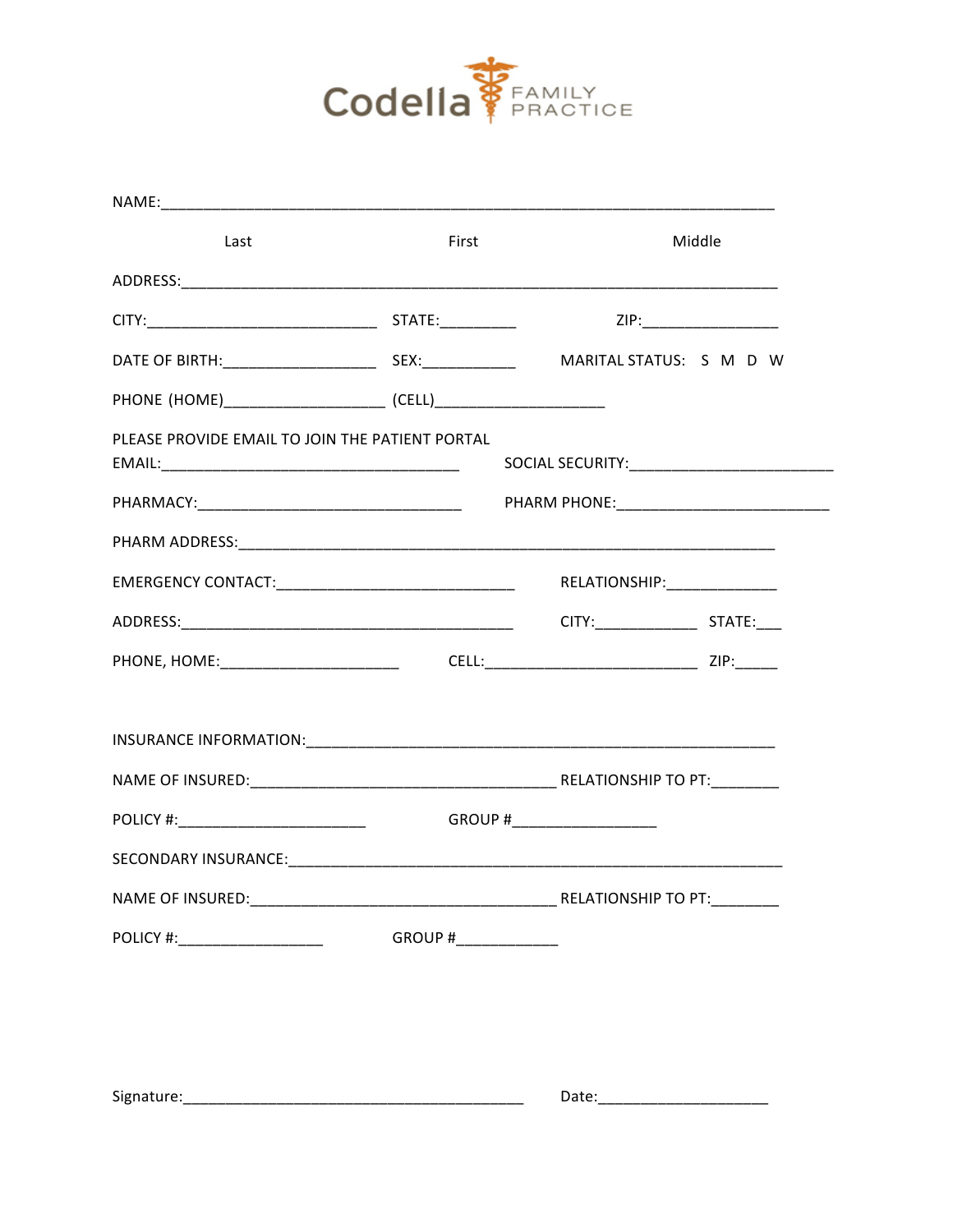Codella FAMILY PRACTICE

NAME:___________________________________________________________________________

Last First Middle

ADDRESS:_________________________________________________________________________

CITY:____________________________ STATE:_________ ZIP:_________________

DATE OF BIRTH:___________________ SEX:___________ MARITAL STATUS: S M D W

PHONE (HOME)___________________ (CELL)____________________

PLEASE PROVIDE EMAIL TO JOIN THE PATIENT PORTAL

EMAIL:_____________________________________ SOCIAL SECURITY:_________________________

PHARMACY:________________________________ PHARM PHONE:__________________________

PHARM ADDRESS:____________________________________________________________________

EMERGENCY CONTACT:____________________________ RELATIONSHIP:_____________

ADDRESS:_________________________________________ CITY:____________ STATE:___

PHONE, HOME:______________________ CELL:__________________________ ZIP:_____

INSURANCE INFORMATION:__________________________________________________________

NAME OF INSURED:______________________________________ RELATIONSHIP TO PT:________

POLICY #:_______________________ GROUP #_________________

SECONDARY INSURANCE:____________________________________________________________

NAME OF INSURED:______________________________________ RELATIONSHIP TO PT:________

POLICY #:__________________ GROUP #____________

Signature:__________________________________________ Date:_____________________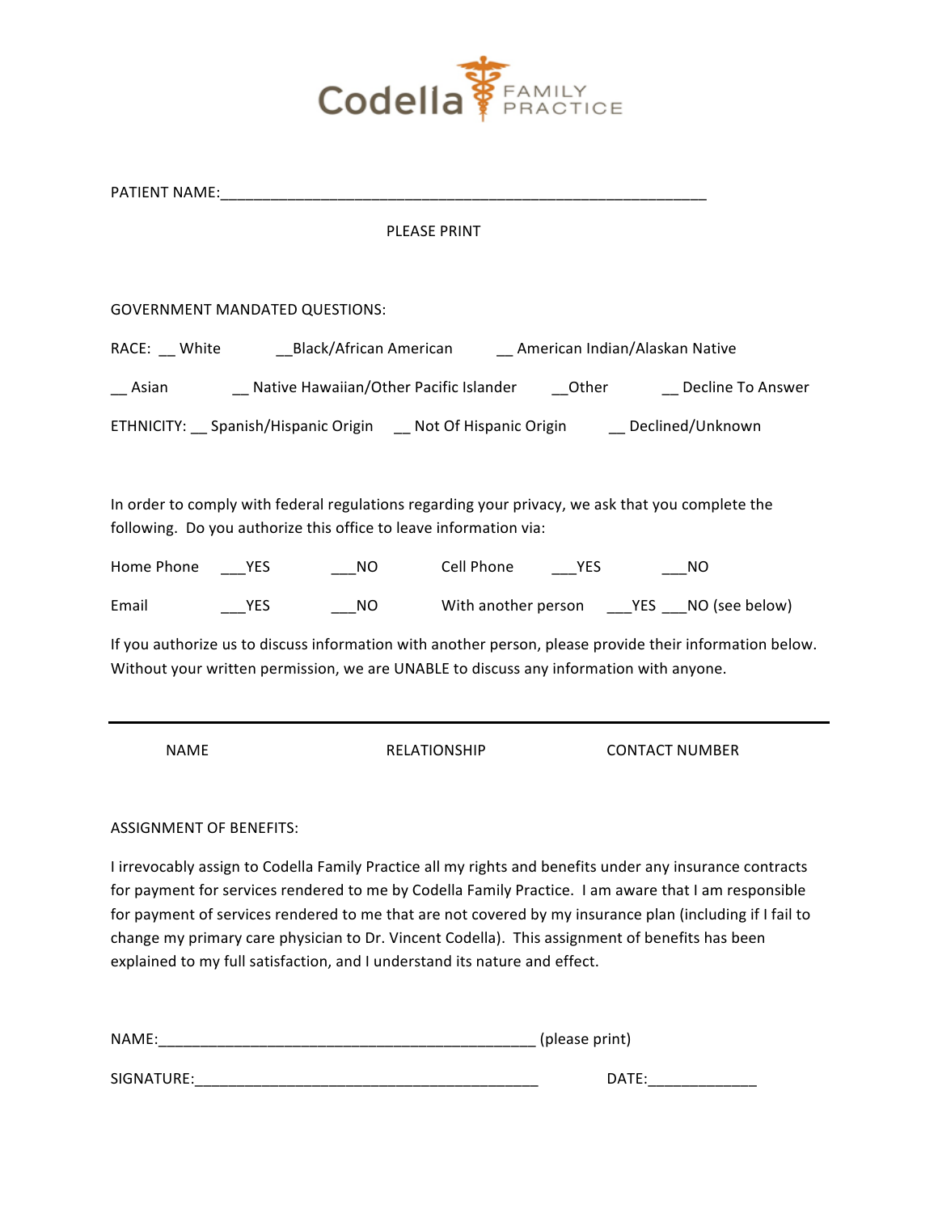# Codella FAMILY PRACTICE

PATIENT NAME:____________________________________________________________

PLEASE PRINT

GOVERNMENT MANDATED QUESTIONS:

RACE: __ White __Black/African American __ American Indian/Alaskan Native

__ Asian __ Native Hawaiian/Other Pacific Islander __Other __ Decline To Answer

ETHNICITY: __ Spanish/Hispanic Origin __ Not Of Hispanic Origin __ Declined/Unknown

In order to comply with federal regulations regarding your privacy, we ask that you complete the following. Do you authorize this office to leave information via:

Home Phone ___YES ___NO Cell Phone ___YES ___NO

Email ___YES ___NO With another person ___YES ___NO (see below)

If you authorize us to discuss information with another person, please provide their information below. Without your written permission, we are UNABLE to discuss any information with anyone.

| NAME | RELATIONSHIP | CONTACT NUMBER |
| --- | --- | --- |

ASSIGNMENT OF BENEFITS:

I irrevocably assign to Codella Family Practice all my rights and benefits under any insurance contracts for payment for services rendered to me by Codella Family Practice. I am aware that I am responsible for payment of services rendered to me that are not covered by my insurance plan (including if I fail to change my primary care physician to Dr. Vincent Codella). This assignment of benefits has been explained to my full satisfaction, and I understand its nature and effect.

NAME:______________________________________________ (please print)

SIGNATURE:__________________________________________ DATE:_____________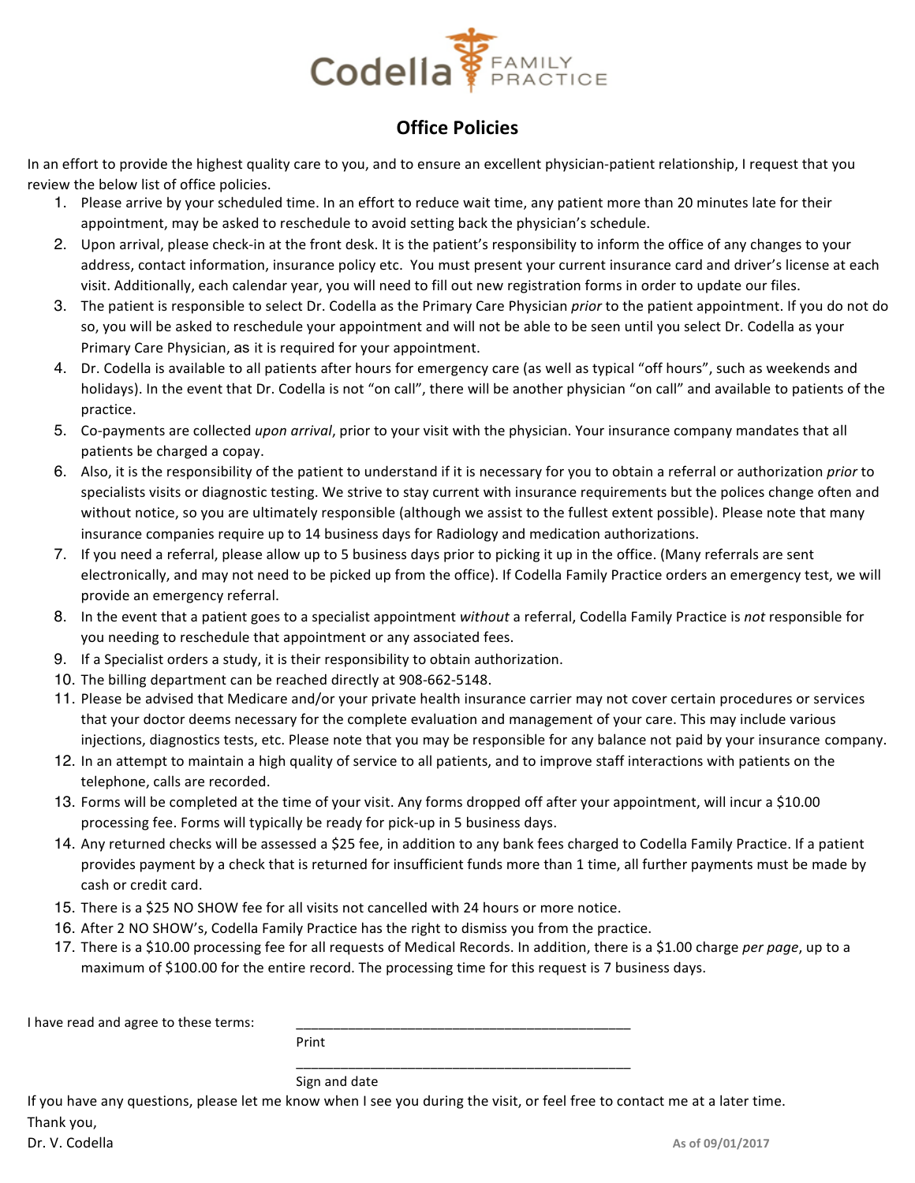Codella FAMILY PRACTICE

# Office Policies

In an effort to provide the highest quality care to you, and to ensure an excellent physician-patient relationship, I request that you review the below list of office policies.

1. Please arrive by your scheduled time. In an effort to reduce wait time, any patient more than 20 minutes late for their appointment, may be asked to reschedule to avoid setting back the physician's schedule.
2. Upon arrival, please check-in at the front desk. It is the patient's responsibility to inform the office of any changes to your address, contact information, insurance policy etc. You must present your current insurance card and driver's license at each visit. Additionally, each calendar year, you will need to fill out new registration forms in order to update our files.
3. The patient is responsible to select Dr. Codella as the Primary Care Physician *prior* to the patient appointment. If you do not do so, you will be asked to reschedule your appointment and will not be able to be seen until you select Dr. Codella as your Primary Care Physician, as it is required for your appointment.
4. Dr. Codella is available to all patients after hours for emergency care (as well as typical "off hours", such as weekends and holidays). In the event that Dr. Codella is not "on call", there will be another physician "on call" and available to patients of the practice.
5. Co-payments are collected *upon arrival*, prior to your visit with the physician. Your insurance company mandates that all patients be charged a copay.
6. Also, it is the responsibility of the patient to understand if it is necessary for you to obtain a referral or authorization *prior* to specialists visits or diagnostic testing. We strive to stay current with insurance requirements but the polices change often and without notice, so you are ultimately responsible (although we assist to the fullest extent possible). Please note that many insurance companies require up to 14 business days for Radiology and medication authorizations.
7. If you need a referral, please allow up to 5 business days prior to picking it up in the office. (Many referrals are sent electronically, and may not need to be picked up from the office). If Codella Family Practice orders an emergency test, we will provide an emergency referral.
8. In the event that a patient goes to a specialist appointment *without* a referral, Codella Family Practice is *not* responsible for you needing to reschedule that appointment or any associated fees.
9. If a Specialist orders a study, it is their responsibility to obtain authorization.
10. The billing department can be reached directly at 908-662-5148.
11. Please be advised that Medicare and/or your private health insurance carrier may not cover certain procedures or services that your doctor deems necessary for the complete evaluation and management of your care. This may include various injections, diagnostics tests, etc. Please note that you may be responsible for any balance not paid by your insurance company.
12. In an attempt to maintain a high quality of service to all patients, and to improve staff interactions with patients on the telephone, calls are recorded.
13. Forms will be completed at the time of your visit. Any forms dropped off after your appointment, will incur a $10.00 processing fee. Forms will typically be ready for pick-up in 5 business days.
14. Any returned checks will be assessed a $25 fee, in addition to any bank fees charged to Codella Family Practice. If a patient provides payment by a check that is returned for insufficient funds more than 1 time, all further payments must be made by cash or credit card.
15. There is a $25 NO SHOW fee for all visits not cancelled with 24 hours or more notice.
16. After 2 NO SHOW's, Codella Family Practice has the right to dismiss you from the practice.
17. There is a $10.00 processing fee for all requests of Medical Records. In addition, there is a $1.00 charge *per page*, up to a maximum of $100.00 for the entire record. The processing time for this request is 7 business days.

I have read and agree to these terms: ____________________________________________

Print

____________________________________________

Sign and date

If you have any questions, please let me know when I see you during the visit, or feel free to contact me at a later time.

Thank you,

Dr. V. Codella

As of 09/01/2017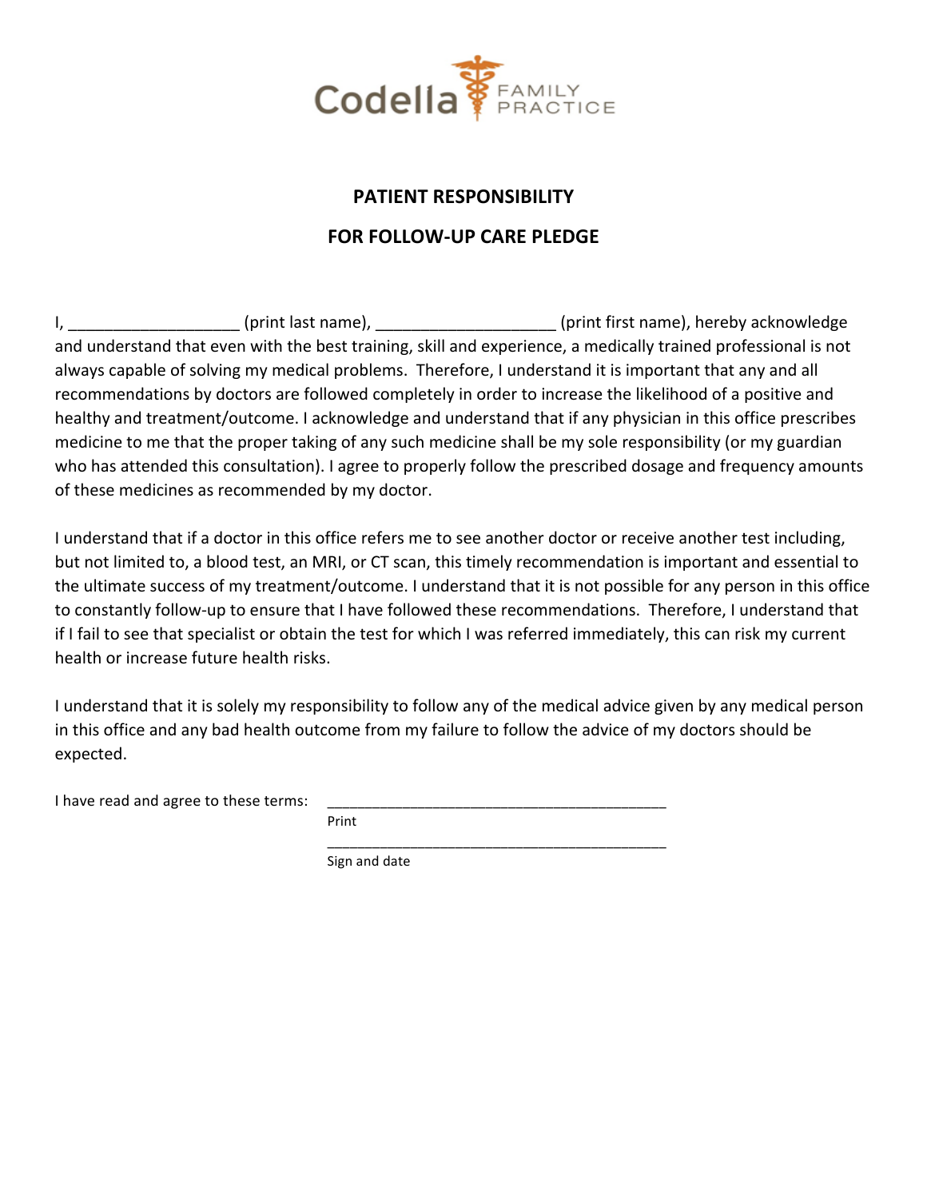Codella FAMILY PRACTICE

## PATIENT RESPONSIBILITY

## FOR FOLLOW-UP CARE PLEDGE

I, ___________________ (print last name), ____________________ (print first name), hereby acknowledge and understand that even with the best training, skill and experience, a medically trained professional is not always capable of solving my medical problems. Therefore, I understand it is important that any and all recommendations by doctors are followed completely in order to increase the likelihood of a positive and healthy and treatment/outcome. I acknowledge and understand that if any physician in this office prescribes medicine to me that the proper taking of any such medicine shall be my sole responsibility (or my guardian who has attended this consultation). I agree to properly follow the prescribed dosage and frequency amounts of these medicines as recommended by my doctor.

I understand that if a doctor in this office refers me to see another doctor or receive another test including, but not limited to, a blood test, an MRI, or CT scan, this timely recommendation is important and essential to the ultimate success of my treatment/outcome. I understand that it is not possible for any person in this office to constantly follow-up to ensure that I have followed these recommendations. Therefore, I understand that if I fail to see that specialist or obtain the test for which I was referred immediately, this can risk my current health or increase future health risks.

I understand that it is solely my responsibility to follow any of the medical advice given by any medical person in this office and any bad health outcome from my failure to follow the advice of my doctors should be expected.

I have read and agree to these terms: ___________________________________________

Print

___________________________________________

Sign and date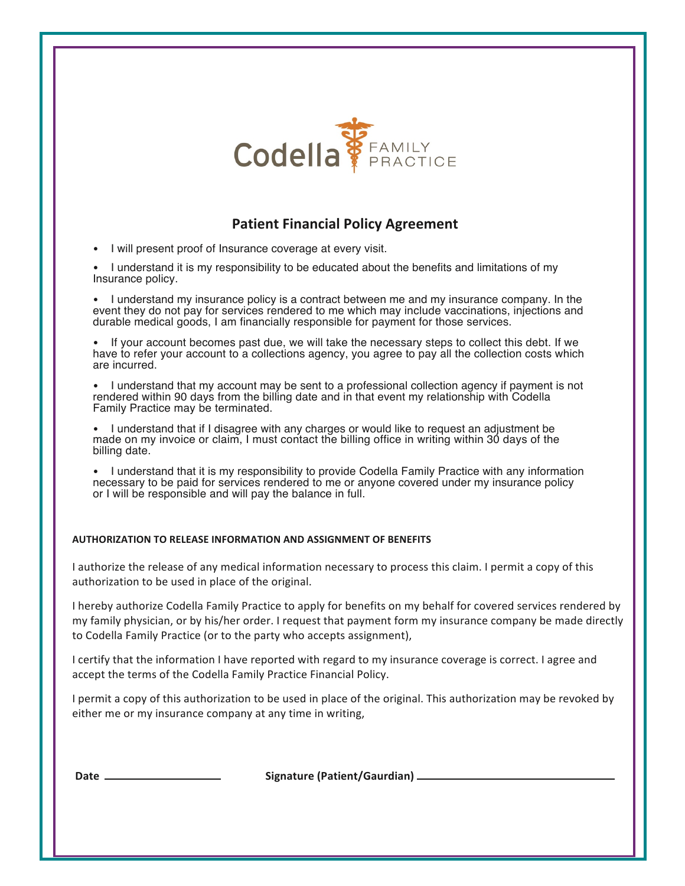Codella FAMILY PRACTICE

## Patient Financial Policy Agreement

- I will present proof of Insurance coverage at every visit.
- I understand it is my responsibility to be educated about the benefits and limitations of my Insurance policy.
- I understand my insurance policy is a contract between me and my insurance company. In the event they do not pay for services rendered to me which may include vaccinations, injections and durable medical goods, I am financially responsible for payment for those services.
- If your account becomes past due, we will take the necessary steps to collect this debt. If we have to refer your account to a collections agency, you agree to pay all the collection costs which are incurred.
- I understand that my account may be sent to a professional collection agency if payment is not rendered within 90 days from the billing date and in that event my relationship with Codella Family Practice may be terminated.
- I understand that if I disagree with any charges or would like to request an adjustment be made on my invoice or claim, I must contact the billing office in writing within 30 days of the billing date.
- I understand that it is my responsibility to provide Codella Family Practice with any information necessary to be paid for services rendered to me or anyone covered under my insurance policy or I will be responsible and will pay the balance in full.

**AUTHORIZATION TO RELEASE INFORMATION AND ASSIGNMENT OF BENEFITS**

I authorize the release of any medical information necessary to process this claim. I permit a copy of this authorization to be used in place of the original.

I hereby authorize Codella Family Practice to apply for benefits on my behalf for covered services rendered by my family physician, or by his/her order. I request that payment form my insurance company be made directly to Codella Family Practice (or to the party who accepts assignment),

I certify that the information I have reported with regard to my insurance coverage is correct. I agree and accept the terms of the Codella Family Practice Financial Policy.

I permit a copy of this authorization to be used in place of the original. This authorization may be revoked by either me or my insurance company at any time in writing,

**Date** ____________________ **Signature (Patient/Gaurdian)** ________________________________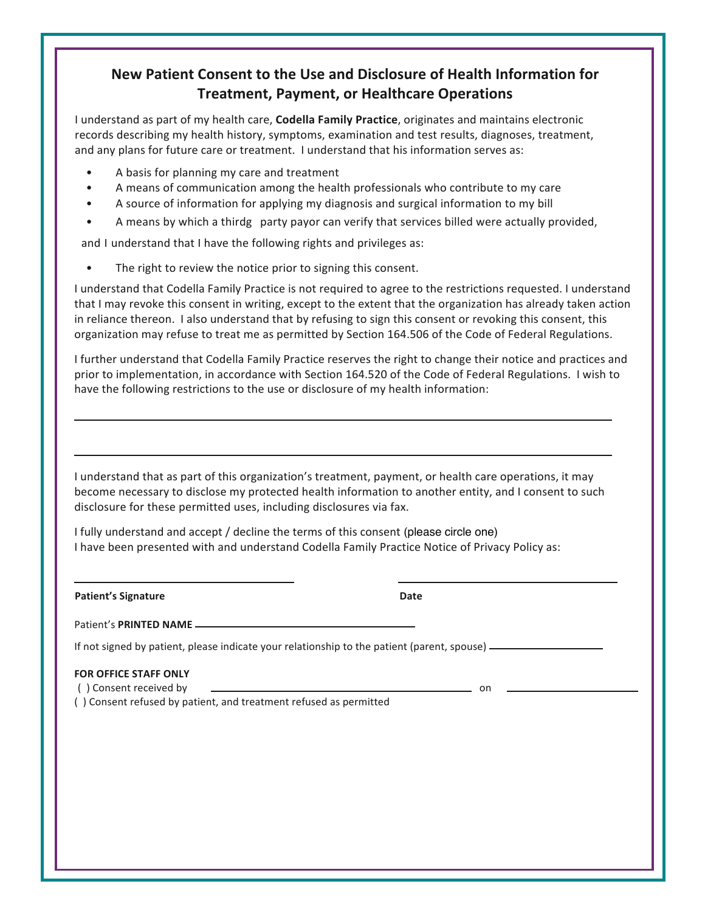## New Patient Consent to the Use and Disclosure of Health Information for Treatment, Payment, or Healthcare Operations

I understand as part of my health care, **Codella Family Practice**, originates and maintains electronic records describing my health history, symptoms, examination and test results, diagnoses, treatment, and any plans for future care or treatment. I understand that his information serves as:

- A basis for planning my care and treatment
- A means of communication among the health professionals who contribute to my care
- A source of information for applying my diagnosis and surgical information to my bill
- A means by which a thirdg party payor can verify that services billed were actually provided,

and I understand that I have the following rights and privileges as:

- The right to review the notice prior to signing this consent.

I understand that Codella Family Practice is not required to agree to the restrictions requested. I understand that I may revoke this consent in writing, except to the extent that the organization has already taken action in reliance thereon. I also understand that by refusing to sign this consent or revoking this consent, this organization may refuse to treat me as permitted by Section 164.506 of the Code of Federal Regulations.

I further understand that Codella Family Practice reserves the right to change their notice and practices and prior to implementation, in accordance with Section 164.520 of the Code of Federal Regulations. I wish to have the following restrictions to the use or disclosure of my health information:

\_\_\_\_\_\_\_\_\_\_\_\_\_\_\_\_\_\_\_\_\_\_\_\_\_\_\_\_\_\_\_\_\_\_\_\_\_\_\_\_\_\_\_\_\_\_\_\_\_\_\_\_\_\_\_\_\_\_\_\_\_\_\_\_

\_\_\_\_\_\_\_\_\_\_\_\_\_\_\_\_\_\_\_\_\_\_\_\_\_\_\_\_\_\_\_\_\_\_\_\_\_\_\_\_\_\_\_\_\_\_\_\_\_\_\_\_\_\_\_\_\_\_\_\_\_\_\_\_

I understand that as part of this organization's treatment, payment, or health care operations, it may become necessary to disclose my protected health information to another entity, and I consent to such disclosure for these permitted uses, including disclosures via fax.

I fully understand and accept / decline the terms of this consent (please circle one)
I have been presented with and understand Codella Family Practice Notice of Privacy Policy as:

\_\_\_\_\_\_\_\_\_\_\_\_\_\_\_\_\_\_\_\_\_\_\_\_\_\_\_\_ \_\_\_\_\_\_\_\_\_\_\_\_\_\_\_\_\_\_\_\_\_\_\_\_\_\_\_\_

**Patient's Signature** **Date**

Patient's **PRINTED NAME** \_\_\_\_\_\_\_\_\_\_\_\_\_\_\_\_\_\_\_\_\_\_\_\_\_\_\_\_

If not signed by patient, please indicate your relationship to the patient (parent, spouse) \_\_\_\_\_\_\_\_\_\_\_\_\_\_\_\_

**FOR OFFICE STAFF ONLY**

( ) Consent received by \_\_\_\_\_\_\_\_\_\_\_\_\_\_\_\_\_\_\_\_\_\_\_\_\_\_\_\_ on \_\_\_\_\_\_\_\_\_\_\_\_\_\_\_\_

( ) Consent refused by patient, and treatment refused as permitted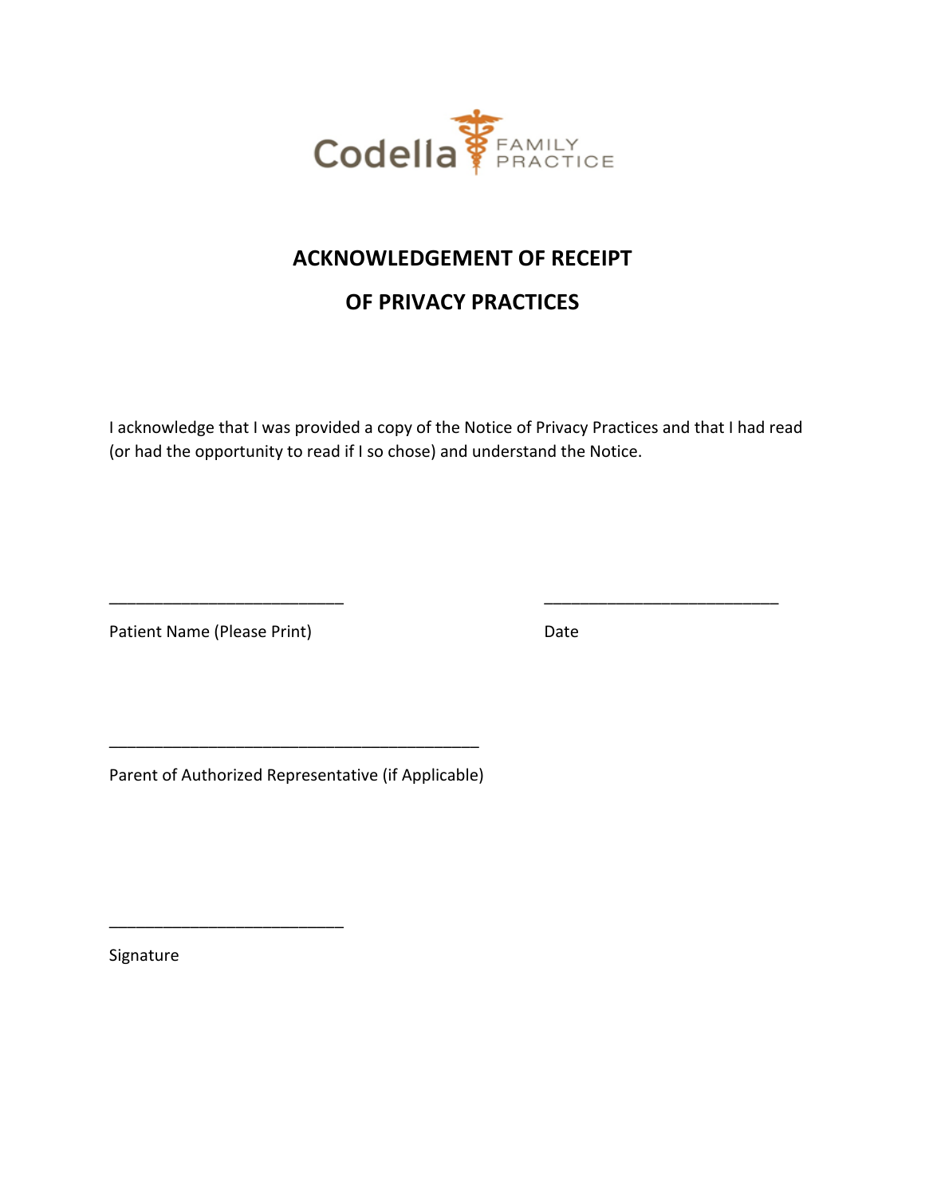Codella FAMILY PRACTICE

# ACKNOWLEDGEMENT OF RECEIPT

# OF PRIVACY PRACTICES

I acknowledge that I was provided a copy of the Notice of Privacy Practices and that I had read (or had the opportunity to read if I so chose) and understand the Notice.

___________________________ ___________________________

Patient Name (Please Print) Date

___________________________________________

Parent of Authorized Representative (if Applicable)

___________________________

Signature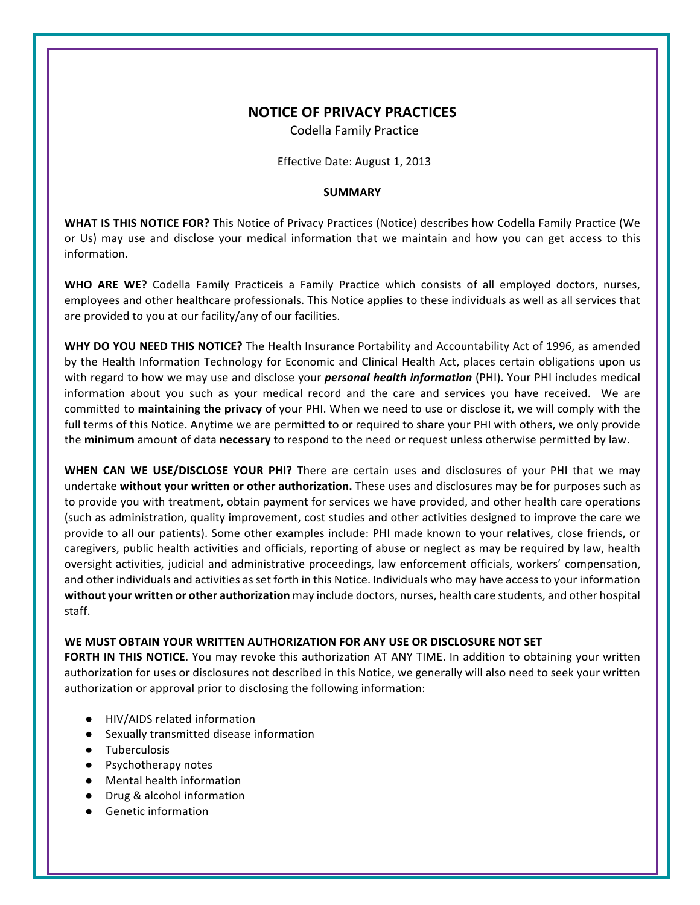# NOTICE OF PRIVACY PRACTICES

Codella Family Practice

Effective Date: August 1, 2013

**SUMMARY**

**WHAT IS THIS NOTICE FOR?** This Notice of Privacy Practices (Notice) describes how Codella Family Practice (We or Us) may use and disclose your medical information that we maintain and how you can get access to this information.

**WHO ARE WE?** Codella Family Practiceis a Family Practice which consists of all employed doctors, nurses, employees and other healthcare professionals. This Notice applies to these individuals as well as all services that are provided to you at our facility/any of our facilities.

**WHY DO YOU NEED THIS NOTICE?** The Health Insurance Portability and Accountability Act of 1996, as amended by the Health Information Technology for Economic and Clinical Health Act, places certain obligations upon us with regard to how we may use and disclose your ***personal health information*** (PHI). Your PHI includes medical information about you such as your medical record and the care and services you have received. We are committed to **maintaining the privacy** of your PHI. When we need to use or disclose it, we will comply with the full terms of this Notice. Anytime we are permitted to or required to share your PHI with others, we only provide the **minimum** amount of data **necessary** to respond to the need or request unless otherwise permitted by law.

**WHEN CAN WE USE/DISCLOSE YOUR PHI?** There are certain uses and disclosures of your PHI that we may undertake **without your written or other authorization.** These uses and disclosures may be for purposes such as to provide you with treatment, obtain payment for services we have provided, and other health care operations (such as administration, quality improvement, cost studies and other activities designed to improve the care we provide to all our patients). Some other examples include: PHI made known to your relatives, close friends, or caregivers, public health activities and officials, reporting of abuse or neglect as may be required by law, health oversight activities, judicial and administrative proceedings, law enforcement officials, workers' compensation, and other individuals and activities as set forth in this Notice. Individuals who may have access to your information **without your written or other authorization** may include doctors, nurses, health care students, and other hospital staff.

**WE MUST OBTAIN YOUR WRITTEN AUTHORIZATION FOR ANY USE OR DISCLOSURE NOT SET FORTH IN THIS NOTICE**. You may revoke this authorization AT ANY TIME. In addition to obtaining your written authorization for uses or disclosures not described in this Notice, we generally will also need to seek your written authorization or approval prior to disclosing the following information:

- HIV/AIDS related information
- Sexually transmitted disease information
- Tuberculosis
- Psychotherapy notes
- Mental health information
- Drug & alcohol information
- Genetic information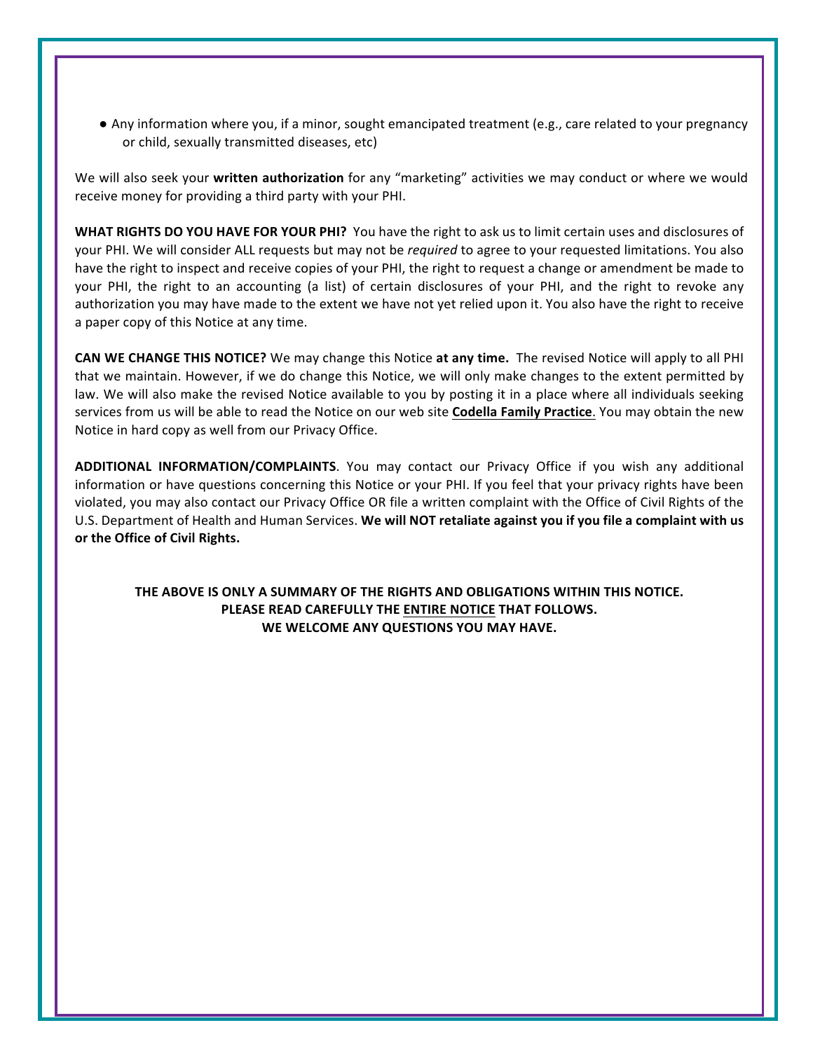- Any information where you, if a minor, sought emancipated treatment (e.g., care related to your pregnancy or child, sexually transmitted diseases, etc)

We will also seek your **written authorization** for any "marketing" activities we may conduct or where we would receive money for providing a third party with your PHI.

**WHAT RIGHTS DO YOU HAVE FOR YOUR PHI?** You have the right to ask us to limit certain uses and disclosures of your PHI. We will consider ALL requests but may not be *required* to agree to your requested limitations. You also have the right to inspect and receive copies of your PHI, the right to request a change or amendment be made to your PHI, the right to an accounting (a list) of certain disclosures of your PHI, and the right to revoke any authorization you may have made to the extent we have not yet relied upon it. You also have the right to receive a paper copy of this Notice at any time.

**CAN WE CHANGE THIS NOTICE?** We may change this Notice **at any time.** The revised Notice will apply to all PHI that we maintain. However, if we do change this Notice, we will only make changes to the extent permitted by law. We will also make the revised Notice available to you by posting it in a place where all individuals seeking services from us will be able to read the Notice on our web site **Codella Family Practice**. You may obtain the new Notice in hard copy as well from our Privacy Office.

**ADDITIONAL INFORMATION/COMPLAINTS**. You may contact our Privacy Office if you wish any additional information or have questions concerning this Notice or your PHI. If you feel that your privacy rights have been violated, you may also contact our Privacy Office OR file a written complaint with the Office of Civil Rights of the U.S. Department of Health and Human Services. **We will NOT retaliate against you if you file a complaint with us or the Office of Civil Rights.**

**THE ABOVE IS ONLY A SUMMARY OF THE RIGHTS AND OBLIGATIONS WITHIN THIS NOTICE.**
**PLEASE READ CAREFULLY THE ENTIRE NOTICE THAT FOLLOWS.**
**WE WELCOME ANY QUESTIONS YOU MAY HAVE.**